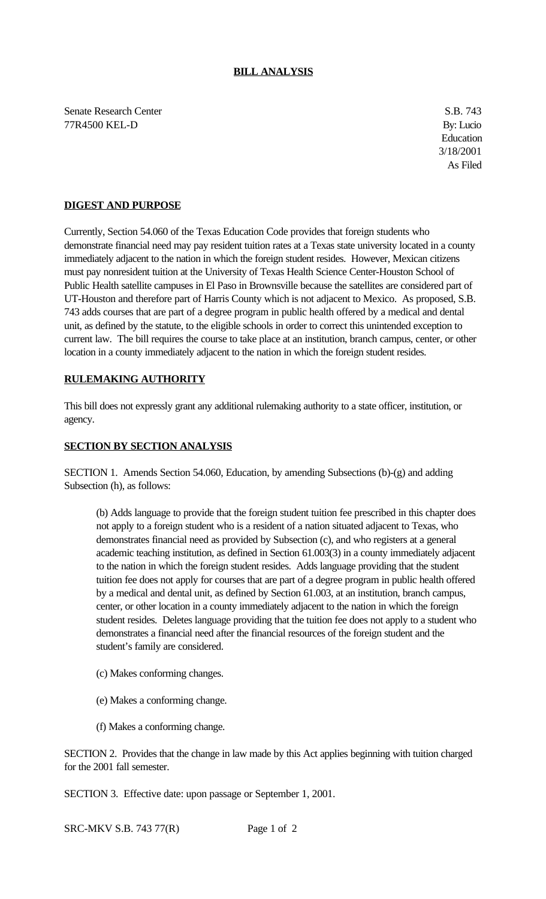**BILL ANALYSIS**

Senate Research Center
77R4500 KEL-D

S.B. 743
By: Lucio
Education
3/18/2001
As Filed

**DIGEST AND PURPOSE**

Currently, Section 54.060 of the Texas Education Code provides that foreign students who demonstrate financial need may pay resident tuition rates at a Texas state university located in a county immediately adjacent to the nation in which the foreign student resides. However, Mexican citizens must pay nonresident tuition at the University of Texas Health Science Center-Houston School of Public Health satellite campuses in El Paso in Brownsville because the satellites are considered part of UT-Houston and therefore part of Harris County which is not adjacent to Mexico. As proposed, S.B. 743 adds courses that are part of a degree program in public health offered by a medical and dental unit, as defined by the statute, to the eligible schools in order to correct this unintended exception to current law. The bill requires the course to take place at an institution, branch campus, center, or other location in a county immediately adjacent to the nation in which the foreign student resides.

**RULEMAKING AUTHORITY**

This bill does not expressly grant any additional rulemaking authority to a state officer, institution, or agency.

**SECTION BY SECTION ANALYSIS**

SECTION 1. Amends Section 54.060, Education, by amending Subsections (b)-(g) and adding Subsection (h), as follows:

(b) Adds language to provide that the foreign student tuition fee prescribed in this chapter does not apply to a foreign student who is a resident of a nation situated adjacent to Texas, who demonstrates financial need as provided by Subsection (c), and who registers at a general academic teaching institution, as defined in Section 61.003(3) in a county immediately adjacent to the nation in which the foreign student resides. Adds language providing that the student tuition fee does not apply for courses that are part of a degree program in public health offered by a medical and dental unit, as defined by Section 61.003, at an institution, branch campus, center, or other location in a county immediately adjacent to the nation in which the foreign student resides. Deletes language providing that the tuition fee does not apply to a student who demonstrates a financial need after the financial resources of the foreign student and the student's family are considered.

(c) Makes conforming changes.

(e) Makes a conforming change.

(f) Makes a conforming change.

SECTION 2. Provides that the change in law made by this Act applies beginning with tuition charged for the 2001 fall semester.

SECTION 3. Effective date: upon passage or September 1, 2001.

SRC-MKV S.B. 743 77(R)